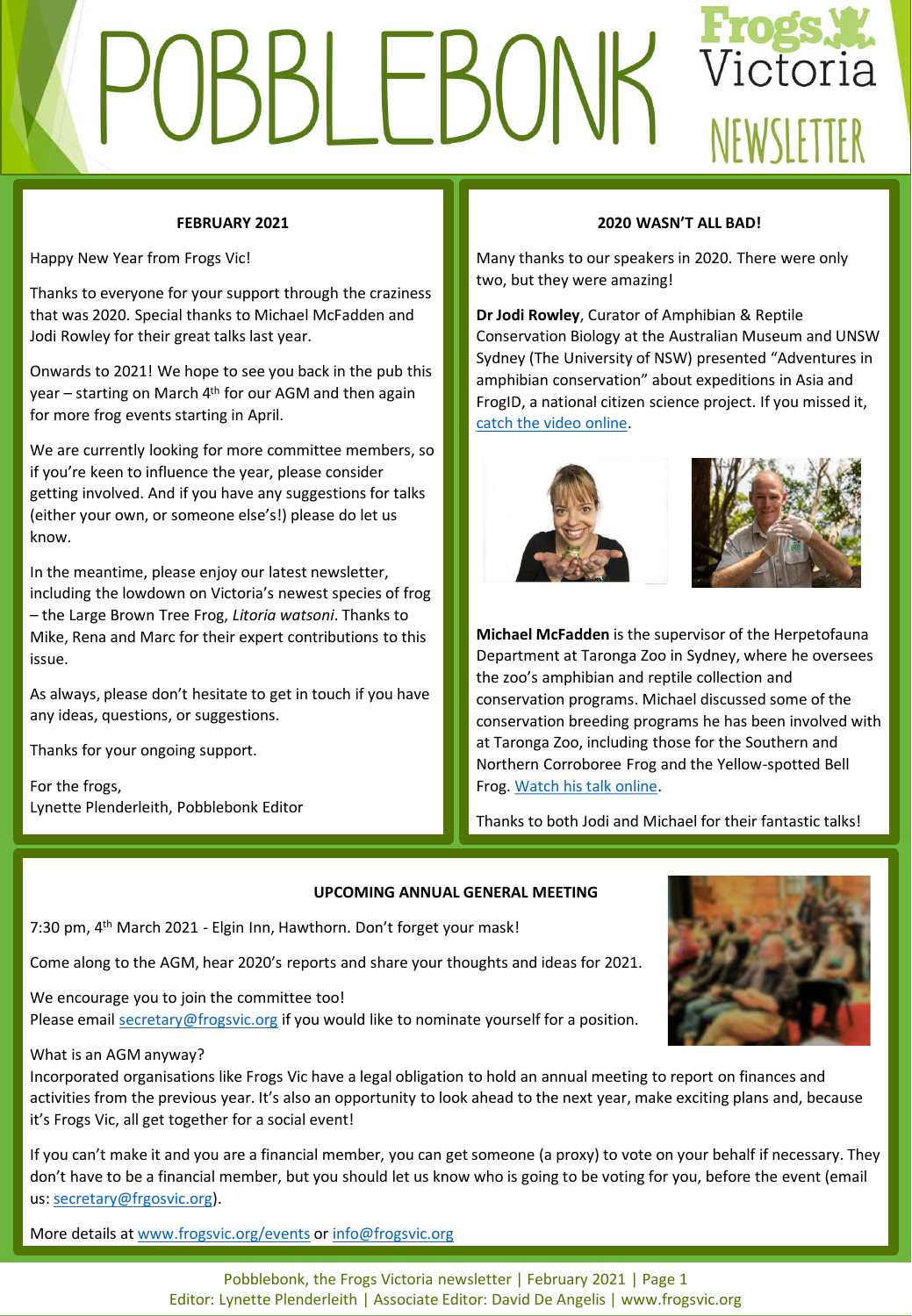# POBBLEBONK

Frogs Victoria NEWSLETTER

### FEBRUARY 2021

Happy New Year from Frogs Vic!

Thanks to everyone for your support through the craziness that was 2020. Special thanks to Michael McFadden and Jodi Rowley for their great talks last year.

Onwards to 2021! We hope to see you back in the pub this year – starting on March 4th for our AGM and then again for more frog events starting in April.

We are currently looking for more committee members, so if you're keen to influence the year, please consider getting involved. And if you have any suggestions for talks (either your own, or someone else's!) please do let us know.

In the meantime, please enjoy our latest newsletter, including the lowdown on Victoria's newest species of frog – the Large Brown Tree Frog, *Litoria watsoni*. Thanks to Mike, Rena and Marc for their expert contributions to this issue.

As always, please don't hesitate to get in touch if you have any ideas, questions, or suggestions.

Thanks for your ongoing support.

For the frogs,
Lynette Plenderleith, Pobblebonk Editor

### 2020 WASN'T ALL BAD!

Many thanks to our speakers in 2020. There were only two, but they were amazing!

**Dr Jodi Rowley**, Curator of Amphibian & Reptile Conservation Biology at the Australian Museum and UNSW Sydney (The University of NSW) presented "Adventures in amphibian conservation" about expeditions in Asia and FrogID, a national citizen science project. If you missed it, catch the video online.

**Michael McFadden** is the supervisor of the Herpetofauna Department at Taronga Zoo in Sydney, where he oversees the zoo's amphibian and reptile collection and conservation programs. Michael discussed some of the conservation breeding programs he has been involved with at Taronga Zoo, including those for the Southern and Northern Corroboree Frog and the Yellow-spotted Bell Frog. Watch his talk online.

Thanks to both Jodi and Michael for their fantastic talks!

### UPCOMING ANNUAL GENERAL MEETING

7:30 pm, 4th March 2021 - Elgin Inn, Hawthorn. Don't forget your mask!

Come along to the AGM, hear 2020's reports and share your thoughts and ideas for 2021.

We encourage you to join the committee too!
Please email secretary@frogsvic.org if you would like to nominate yourself for a position.

What is an AGM anyway?
Incorporated organisations like Frogs Vic have a legal obligation to hold an annual meeting to report on finances and activities from the previous year. It's also an opportunity to look ahead to the next year, make exciting plans and, because it's Frogs Vic, all get together for a social event!

If you can't make it and you are a financial member, you can get someone (a proxy) to vote on your behalf if necessary. They don't have to be a financial member, but you should let us know who is going to be voting for you, before the event (email us: secretary@frgosvic.org).

More details at www.frogsvic.org/events or info@frogsvic.org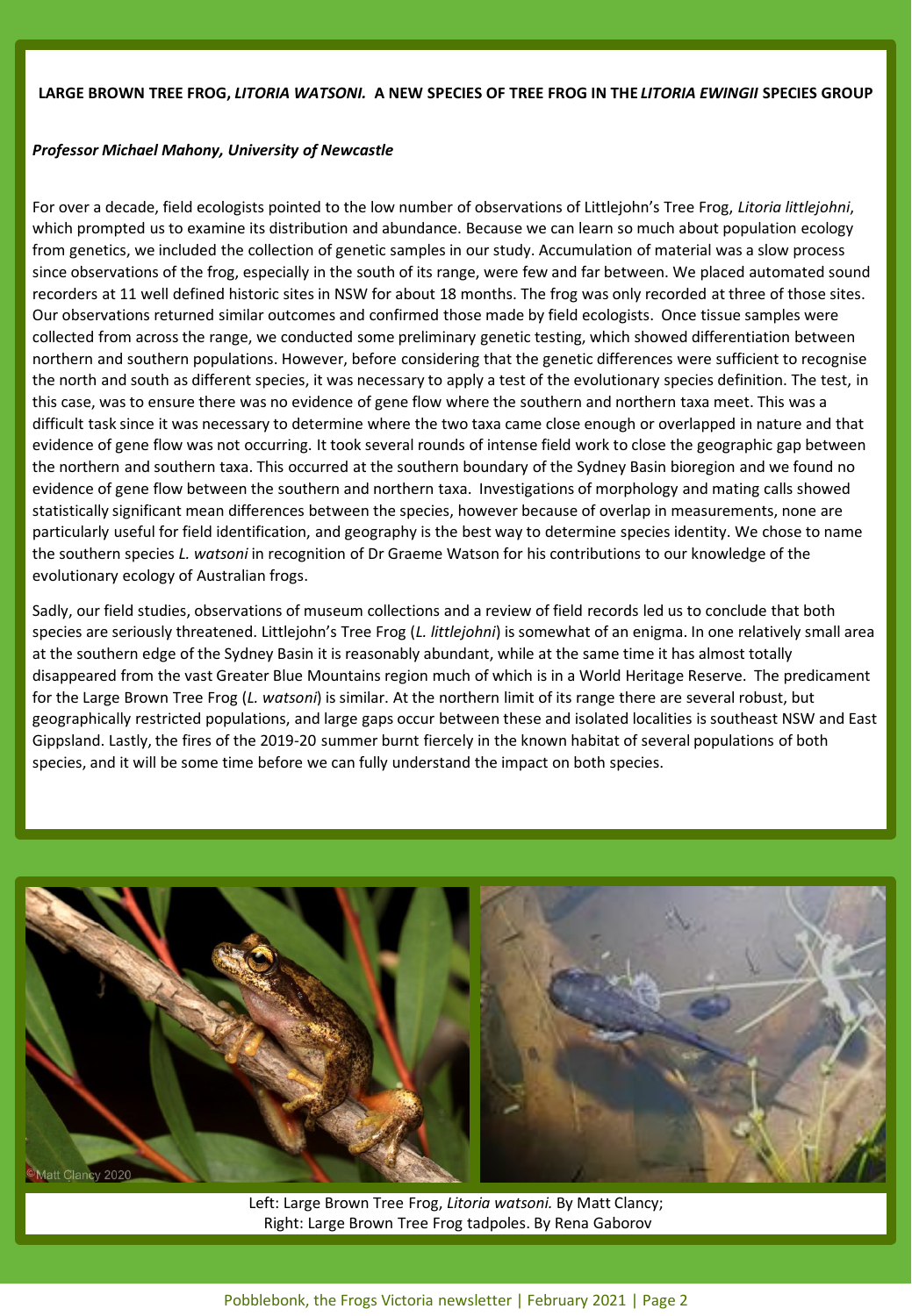**LARGE BROWN TREE FROG, *LITORIA WATSONI.* A NEW SPECIES OF TREE FROG IN THE *LITORIA EWINGII* SPECIES GROUP**

***Professor Michael Mahony, University of Newcastle***

For over a decade, field ecologists pointed to the low number of observations of Littlejohn's Tree Frog, *Litoria littlejohni,* which prompted us to examine its distribution and abundance. Because we can learn so much about population ecology from genetics, we included the collection of genetic samples in our study. Accumulation of material was a slow process since observations of the frog, especially in the south of its range, were few and far between. We placed automated sound recorders at 11 well defined historic sites in NSW for about 18 months. The frog was only recorded at three of those sites. Our observations returned similar outcomes and confirmed those made by field ecologists. Once tissue samples were collected from across the range, we conducted some preliminary genetic testing, which showed differentiation between northern and southern populations. However, before considering that the genetic differences were sufficient to recognise the north and south as different species, it was necessary to apply a test of the evolutionary species definition. The test, in this case, was to ensure there was no evidence of gene flow where the southern and northern taxa meet. This was a difficult task since it was necessary to determine where the two taxa came close enough or overlapped in nature and that evidence of gene flow was not occurring. It took several rounds of intense field work to close the geographic gap between the northern and southern taxa. This occurred at the southern boundary of the Sydney Basin bioregion and we found no evidence of gene flow between the southern and northern taxa. Investigations of morphology and mating calls showed statistically significant mean differences between the species, however because of overlap in measurements, none are particularly useful for field identification, and geography is the best way to determine species identity. We chose to name the southern species *L. watsoni* in recognition of Dr Graeme Watson for his contributions to our knowledge of the evolutionary ecology of Australian frogs.

Sadly, our field studies, observations of museum collections and a review of field records led us to conclude that both species are seriously threatened. Littlejohn's Tree Frog (*L. littlejohni*) is somewhat of an enigma. In one relatively small area at the southern edge of the Sydney Basin it is reasonably abundant, while at the same time it has almost totally disappeared from the vast Greater Blue Mountains region much of which is in a World Heritage Reserve. The predicament for the Large Brown Tree Frog (*L. watsoni*) is similar. At the northern limit of its range there are several robust, but geographically restricted populations, and large gaps occur between these and isolated localities is southeast NSW and East Gippsland. Lastly, the fires of the 2019-20 summer burnt fiercely in the known habitat of several populations of both species, and it will be some time before we can fully understand the impact on both species.

Left: Large Brown Tree Frog, *Litoria watsoni.* By Matt Clancy;
Right: Large Brown Tree Frog tadpoles. By Rena Gaborov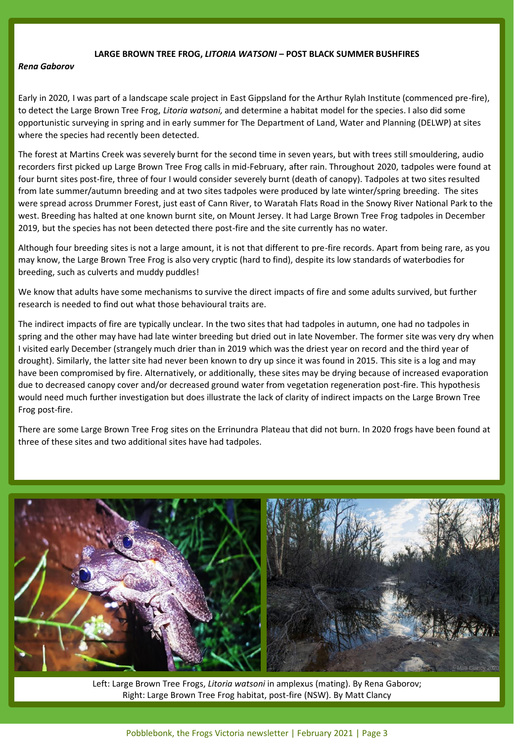## LARGE BROWN TREE FROG, *LITORIA WATSONI* – POST BLACK SUMMER BUSHFIRES

***Rena Gaborov***

Early in 2020, I was part of a landscape scale project in East Gippsland for the Arthur Rylah Institute (commenced pre-fire), to detect the Large Brown Tree Frog, *Litoria watsoni,* and determine a habitat model for the species. I also did some opportunistic surveying in spring and in early summer for The Department of Land, Water and Planning (DELWP) at sites where the species had recently been detected.

The forest at Martins Creek was severely burnt for the second time in seven years, but with trees still smouldering, audio recorders first picked up Large Brown Tree Frog calls in mid-February, after rain. Throughout 2020, tadpoles were found at four burnt sites post-fire, three of four I would consider severely burnt (death of canopy). Tadpoles at two sites resulted from late summer/autumn breeding and at two sites tadpoles were produced by late winter/spring breeding. The sites were spread across Drummer Forest, just east of Cann River, to Waratah Flats Road in the Snowy River National Park to the west. Breeding has halted at one known burnt site, on Mount Jersey. It had Large Brown Tree Frog tadpoles in December 2019, but the species has not been detected there post-fire and the site currently has no water.

Although four breeding sites is not a large amount, it is not that different to pre-fire records. Apart from being rare, as you may know, the Large Brown Tree Frog is also very cryptic (hard to find), despite its low standards of waterbodies for breeding, such as culverts and muddy puddles!

We know that adults have some mechanisms to survive the direct impacts of fire and some adults survived, but further research is needed to find out what those behavioural traits are.

The indirect impacts of fire are typically unclear. In the two sites that had tadpoles in autumn, one had no tadpoles in spring and the other may have had late winter breeding but dried out in late November. The former site was very dry when I visited early December (strangely much drier than in 2019 which was the driest year on record and the third year of drought). Similarly, the latter site had never been known to dry up since it was found in 2015. This site is a log and may have been compromised by fire. Alternatively, or additionally, these sites may be drying because of increased evaporation due to decreased canopy cover and/or decreased ground water from vegetation regeneration post-fire. This hypothesis would need much further investigation but does illustrate the lack of clarity of indirect impacts on the Large Brown Tree Frog post-fire.

There are some Large Brown Tree Frog sites on the Errinundra Plateau that did not burn. In 2020 frogs have been found at three of these sites and two additional sites have had tadpoles.

Left: Large Brown Tree Frogs, *Litoria watsoni* in amplexus (mating). By Rena Gaborov;
Right: Large Brown Tree Frog habitat, post-fire (NSW). By Matt Clancy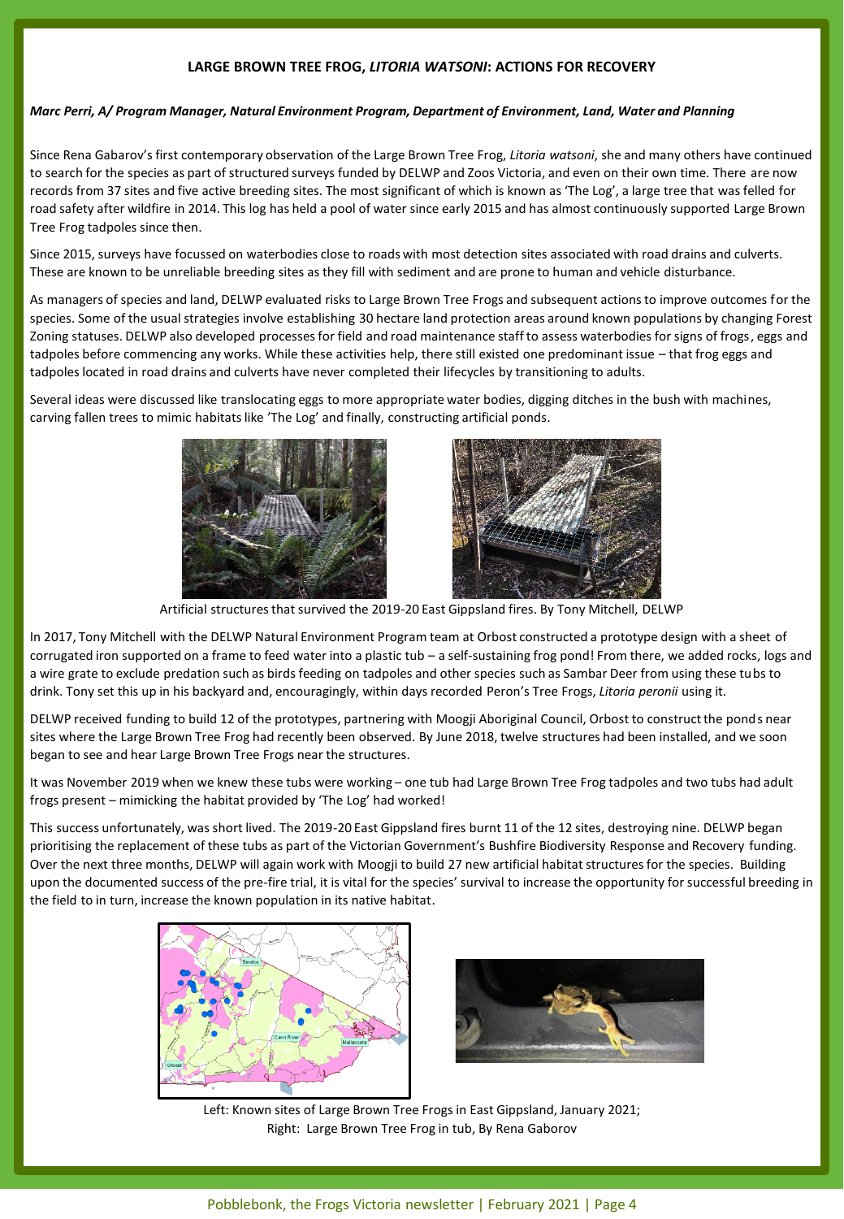## LARGE BROWN TREE FROG, *LITORIA WATSONI*: ACTIONS FOR RECOVERY

***Marc Perri, A/ Program Manager, Natural Environment Program, Department of Environment, Land, Water and Planning***

Since Rena Gabarov's first contemporary observation of the Large Brown Tree Frog, *Litoria watsoni*, she and many others have continued to search for the species as part of structured surveys funded by DELWP and Zoos Victoria, and even on their own time. There are now records from 37 sites and five active breeding sites. The most significant of which is known as 'The Log', a large tree that was felled for road safety after wildfire in 2014. This log has held a pool of water since early 2015 and has almost continuously supported Large Brown Tree Frog tadpoles since then.

Since 2015, surveys have focussed on waterbodies close to roads with most detection sites associated with road drains and culverts. These are known to be unreliable breeding sites as they fill with sediment and are prone to human and vehicle disturbance.

As managers of species and land, DELWP evaluated risks to Large Brown Tree Frogs and subsequent actions to improve outcomes for the species. Some of the usual strategies involve establishing 30 hectare land protection areas around known populations by changing Forest Zoning statuses. DELWP also developed processes for field and road maintenance staff to assess waterbodies for signs of frogs, eggs and tadpoles before commencing any works. While these activities help, there still existed one predominant issue – that frog eggs and tadpoles located in road drains and culverts have never completed their lifecycles by transitioning to adults.

Several ideas were discussed like translocating eggs to more appropriate water bodies, digging ditches in the bush with machines, carving fallen trees to mimic habitats like 'The Log' and finally, constructing artificial ponds.

Artificial structures that survived the 2019-20 East Gippsland fires. By Tony Mitchell, DELWP

In 2017, Tony Mitchell with the DELWP Natural Environment Program team at Orbost constructed a prototype design with a sheet of corrugated iron supported on a frame to feed water into a plastic tub – a self-sustaining frog pond! From there, we added rocks, logs and a wire grate to exclude predation such as birds feeding on tadpoles and other species such as Sambar Deer from using these tubs to drink. Tony set this up in his backyard and, encouragingly, within days recorded Peron's Tree Frogs, *Litoria peronii* using it.

DELWP received funding to build 12 of the prototypes, partnering with Moogji Aboriginal Council, Orbost to construct the ponds near sites where the Large Brown Tree Frog had recently been observed. By June 2018, twelve structures had been installed, and we soon began to see and hear Large Brown Tree Frogs near the structures.

It was November 2019 when we knew these tubs were working – one tub had Large Brown Tree Frog tadpoles and two tubs had adult frogs present – mimicking the habitat provided by 'The Log' had worked!

This success unfortunately, was short lived. The 2019-20 East Gippsland fires burnt 11 of the 12 sites, destroying nine. DELWP began prioritising the replacement of these tubs as part of the Victorian Government's Bushfire Biodiversity Response and Recovery funding. Over the next three months, DELWP will again work with Moogji to build 27 new artificial habitat structures for the species. Building upon the documented success of the pre-fire trial, it is vital for the species' survival to increase the opportunity for successful breeding in the field to in turn, increase the known population in its native habitat.

Left: Known sites of Large Brown Tree Frogs in East Gippsland, January 2021;
Right: Large Brown Tree Frog in tub, By Rena Gaborov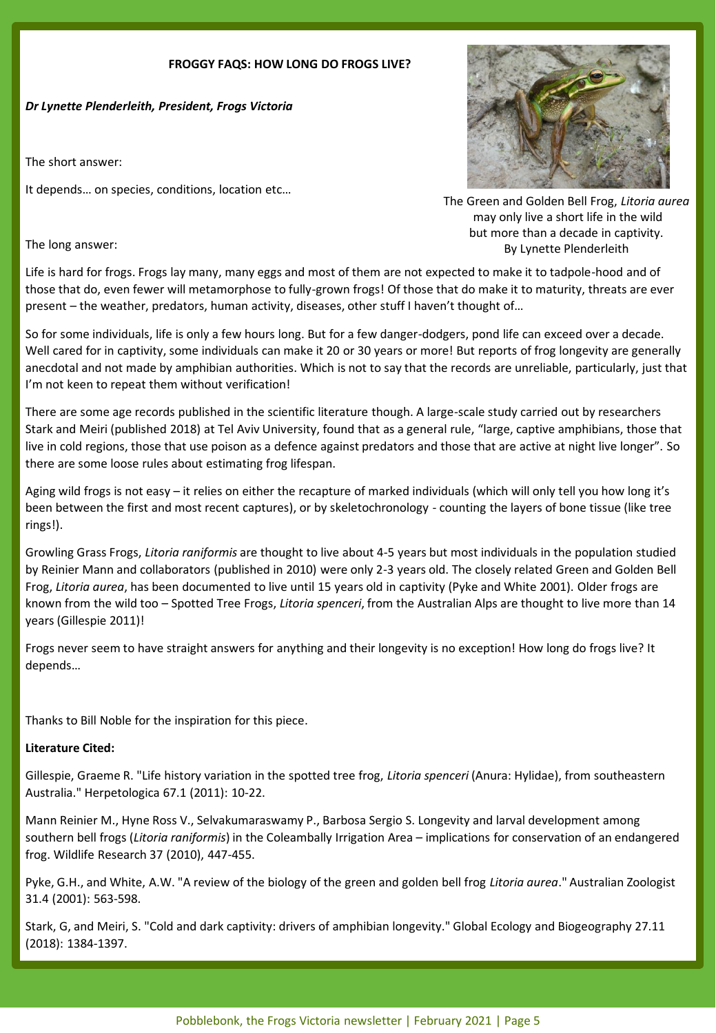## FROGGY FAQS: HOW LONG DO FROGS LIVE?

***Dr Lynette Plenderleith, President, Frogs Victoria***

The short answer:

It depends… on species, conditions, location etc…

The Green and Golden Bell Frog, *Litoria aurea* may only live a short life in the wild but more than a decade in captivity. By Lynette Plenderleith

The long answer:

Life is hard for frogs. Frogs lay many, many eggs and most of them are not expected to make it to tadpole-hood and of those that do, even fewer will metamorphose to fully-grown frogs! Of those that do make it to maturity, threats are ever present – the weather, predators, human activity, diseases, other stuff I haven't thought of…

So for some individuals, life is only a few hours long. But for a few danger-dodgers, pond life can exceed over a decade. Well cared for in captivity, some individuals can make it 20 or 30 years or more! But reports of frog longevity are generally anecdotal and not made by amphibian authorities. Which is not to say that the records are unreliable, particularly, just that I'm not keen to repeat them without verification!

There are some age records published in the scientific literature though. A large-scale study carried out by researchers Stark and Meiri (published 2018) at Tel Aviv University, found that as a general rule, "large, captive amphibians, those that live in cold regions, those that use poison as a defence against predators and those that are active at night live longer". So there are some loose rules about estimating frog lifespan.

Aging wild frogs is not easy – it relies on either the recapture of marked individuals (which will only tell you how long it's been between the first and most recent captures), or by skeletochronology - counting the layers of bone tissue (like tree rings!).

Growling Grass Frogs, *Litoria raniformis* are thought to live about 4-5 years but most individuals in the population studied by Reinier Mann and collaborators (published in 2010) were only 2-3 years old. The closely related Green and Golden Bell Frog, *Litoria aurea*, has been documented to live until 15 years old in captivity (Pyke and White 2001). Older frogs are known from the wild too – Spotted Tree Frogs, *Litoria spenceri*, from the Australian Alps are thought to live more than 14 years (Gillespie 2011)!

Frogs never seem to have straight answers for anything and their longevity is no exception! How long do frogs live? It depends…

Thanks to Bill Noble for the inspiration for this piece.

**Literature Cited:**

Gillespie, Graeme R. "Life history variation in the spotted tree frog, *Litoria spenceri* (Anura: Hylidae), from southeastern Australia." Herpetologica 67.1 (2011): 10-22.

Mann Reinier M., Hyne Ross V., Selvakumaraswamy P., Barbosa Sergio S. Longevity and larval development among southern bell frogs (*Litoria raniformis*) in the Coleambally Irrigation Area – implications for conservation of an endangered frog. Wildlife Research 37 (2010), 447-455.

Pyke, G.H., and White, A.W. "A review of the biology of the green and golden bell frog *Litoria aurea*." Australian Zoologist 31.4 (2001): 563-598.

Stark, G, and Meiri, S. "Cold and dark captivity: drivers of amphibian longevity." Global Ecology and Biogeography 27.11 (2018): 1384-1397.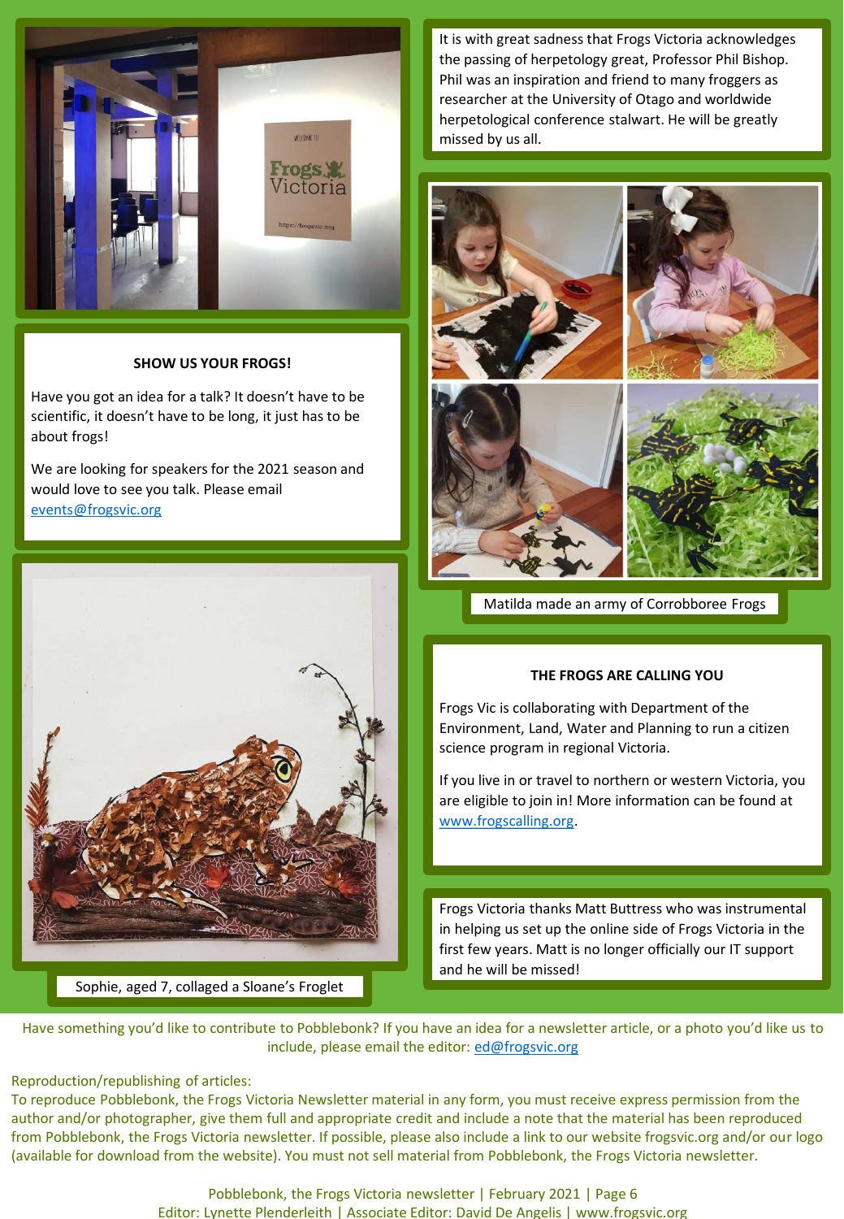It is with great sadness that Frogs Victoria acknowledges the passing of herpetology great, Professor Phil Bishop. Phil was an inspiration and friend to many froggers as researcher at the University of Otago and worldwide herpetological conference stalwart. He will be greatly missed by us all.

**SHOW US YOUR FROGS!**

Have you got an idea for a talk? It doesn't have to be scientific, it doesn't have to be long, it just has to be about frogs!

We are looking for speakers for the 2021 season and would love to see you talk. Please email events@frogsvic.org

Matilda made an army of Corrobboree Frogs

**THE FROGS ARE CALLING YOU**

Frogs Vic is collaborating with Department of the Environment, Land, Water and Planning to run a citizen science program in regional Victoria.

If you live in or travel to northern or western Victoria, you are eligible to join in! More information can be found at www.frogscalling.org.

Sophie, aged 7, collaged a Sloane's Froglet

Frogs Victoria thanks Matt Buttress who was instrumental in helping us set up the online side of Frogs Victoria in the first few years. Matt is no longer officially our IT support and he will be missed!

Have something you'd like to contribute to Pobblebonk? If you have an idea for a newsletter article, or a photo you'd like us to include, please email the editor: ed@frogsvic.org

Reproduction/republishing of articles:
To reproduce Pobblebonk, the Frogs Victoria Newsletter material in any form, you must receive express permission from the author and/or photographer, give them full and appropriate credit and include a note that the material has been reproduced from Pobblebonk, the Frogs Victoria newsletter. If possible, please also include a link to our website frogsvic.org and/or our logo (available for download from the website). You must not sell material from Pobblebonk, the Frogs Victoria newsletter.

Editor: Lynette Plenderleith | Associate Editor: David De Angelis | www.frogsvic.org